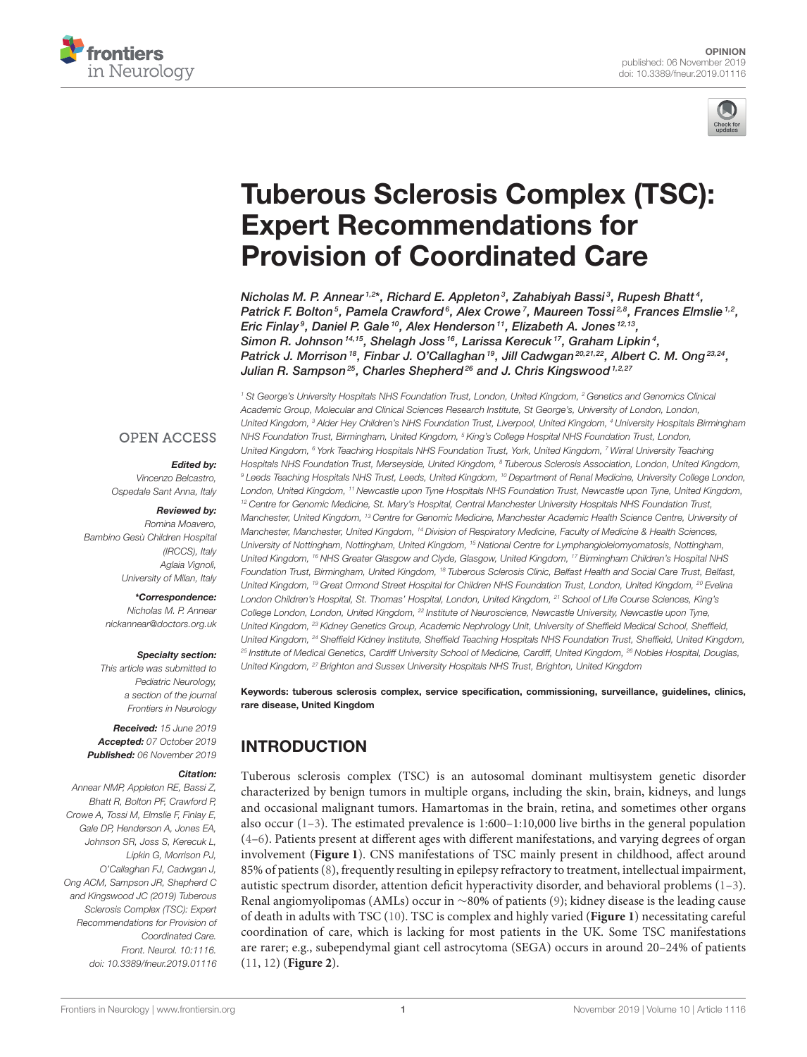OPINION
published: 06 November 2019
doi: 10.3389/fneur.2019.01116

# Tuberous Sclerosis Complex (TSC): Expert Recommendations for Provision of Coordinated Care

*Nicholas M. P. Annear[1,2*], Richard E. Appleton[3], Zahabiyah Bassi[3], Rupesh Bhatt[4], Patrick F. Bolton[5], Pamela Crawford[6], Alex Crowe[7], Maureen Tossi[2,8], Frances Elmslie[1,2], Eric Finlay[9], Daniel P. Gale[10], Alex Henderson[11], Elizabeth A. Jones[12,13], Simon R. Johnson[14,15], Shelagh Joss[16], Larissa Kerecuk[17], Graham Lipkin[4], Patrick J. Morrison[18], Finbar J. O'Callaghan[19], Jill Cadwgan[20,21,22], Albert C. M. Ong[23,24], Julian R. Sampson[25], Charles Shepherd[26] and J. Chris Kingswood[1,2,27]*

[1] St George's University Hospitals NHS Foundation Trust, London, United Kingdom, [2] Genetics and Genomics Clinical Academic Group, Molecular and Clinical Sciences Research Institute, St George's, University of London, London, United Kingdom, [3] Alder Hey Children's NHS Foundation Trust, Liverpool, United Kingdom, [4] University Hospitals Birmingham NHS Foundation Trust, Birmingham, United Kingdom, [5] King's College Hospital NHS Foundation Trust, London, United Kingdom, [6] York Teaching Hospitals NHS Foundation Trust, York, United Kingdom, [7] Wirral University Teaching Hospitals NHS Foundation Trust, Merseyside, United Kingdom, [8] Tuberous Sclerosis Association, London, United Kingdom, [9] Leeds Teaching Hospitals NHS Trust, Leeds, United Kingdom, [10] Department of Renal Medicine, University College London, London, United Kingdom, [11] Newcastle upon Tyne Hospitals NHS Foundation Trust, Newcastle upon Tyne, United Kingdom, [12] Centre for Genomic Medicine, St. Mary's Hospital, Central Manchester University Hospitals NHS Foundation Trust, Manchester, United Kingdom, [13] Centre for Genomic Medicine, Manchester Academic Health Science Centre, University of Manchester, Manchester, United Kingdom, [14] Division of Respiratory Medicine, Faculty of Medicine & Health Sciences, University of Nottingham, Nottingham, United Kingdom, [15] National Centre for Lymphangioleiomyomatosis, Nottingham, United Kingdom, [16] NHS Greater Glasgow and Clyde, Glasgow, United Kingdom, [17] Birmingham Children's Hospital NHS Foundation Trust, Birmingham, United Kingdom, [18] Tuberous Sclerosis Clinic, Belfast Health and Social Care Trust, Belfast, United Kingdom, [19] Great Ormond Street Hospital for Children NHS Foundation Trust, London, United Kingdom, [20] Evelina London Children's Hospital, St. Thomas' Hospital, London, United Kingdom, [21] School of Life Course Sciences, King's College London, London, United Kingdom, [22] Institute of Neuroscience, Newcastle University, Newcastle upon Tyne, United Kingdom, [23] Kidney Genetics Group, Academic Nephrology Unit, University of Sheffield Medical School, Sheffield, United Kingdom, [24] Sheffield Kidney Institute, Sheffield Teaching Hospitals NHS Foundation Trust, Sheffield, United Kingdom, [25] Institute of Medical Genetics, Cardiff University School of Medicine, Cardiff, United Kingdom, [26] Nobles Hospital, Douglas, United Kingdom, [27] Brighton and Sussex University Hospitals NHS Trust, Brighton, United Kingdom

OPEN ACCESS

***Edited by:***
*Vincenzo Belcastro, Ospedale Sant Anna, Italy*

***Reviewed by:***
*Romina Moavero, Bambino Gesù Children Hospital (IRCCS), Italy*
*Aglaia Vignoli, University of Milan, Italy*

***\*Correspondence:***
*Nicholas M. P. Annear*
*nickannear@doctors.org.uk*

***Specialty section:***
*This article was submitted to Pediatric Neurology, a section of the journal Frontiers in Neurology*

***Received:*** *15 June 2019*
***Accepted:*** *07 October 2019*
***Published:*** *06 November 2019*

***Citation:***
*Annear NMP, Appleton RE, Bassi Z, Bhatt R, Bolton PF, Crawford P, Crowe A, Tossi M, Elmslie F, Finlay E, Gale DP, Henderson A, Jones EA, Johnson SR, Joss S, Kerecuk L, Lipkin G, Morrison PJ, O'Callaghan FJ, Cadwgan J, Ong ACM, Sampson JR, Shepherd C and Kingswood JC (2019) Tuberous Sclerosis Complex (TSC): Expert Recommendations for Provision of Coordinated Care. Front. Neurol. 10:1116. doi: 10.3389/fneur.2019.01116*

**Keywords: tuberous sclerosis complex, service specification, commissioning, surveillance, guidelines, clinics, rare disease, United Kingdom**

## INTRODUCTION

Tuberous sclerosis complex (TSC) is an autosomal dominant multisystem genetic disorder characterized by benign tumors in multiple organs, including the skin, brain, kidneys, and lungs and occasional malignant tumors. Hamartomas in the brain, retina, and sometimes other organs also occur (1–3). The estimated prevalence is 1:600–1:10,000 live births in the general population (4–6). Patients present at different ages with different manifestations, and varying degrees of organ involvement (**Figure 1**). CNS manifestations of TSC mainly present in childhood, affect around 85% of patients (8), frequently resulting in epilepsy refractory to treatment, intellectual impairment, autistic spectrum disorder, attention deficit hyperactivity disorder, and behavioral problems (1–3). Renal angiomyolipomas (AMLs) occur in ∼80% of patients (9); kidney disease is the leading cause of death in adults with TSC (10). TSC is complex and highly varied (**Figure 1**) necessitating careful coordination of care, which is lacking for most patients in the UK. Some TSC manifestations are rarer; e.g., subependymal giant cell astrocytoma (SEGA) occurs in around 20–24% of patients (11, 12) (**Figure 2**).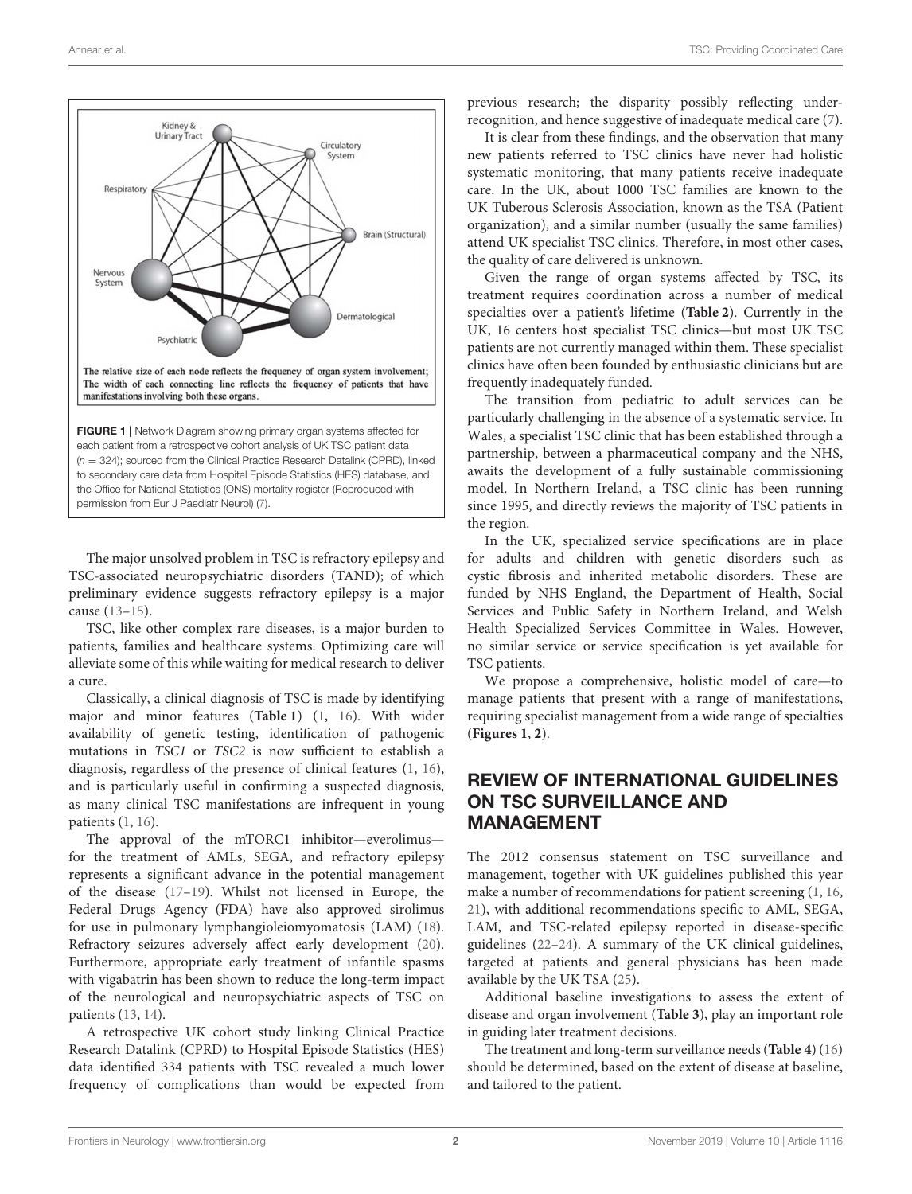The relative size of each node reflects the frequency of organ system involvement; The width of each connecting line reflects the frequency of patients that have manifestations involving both these organs.

**FIGURE 1** | Network Diagram showing primary organ systems affected for each patient from a retrospective cohort analysis of UK TSC patient data ($n = 324$); sourced from the Clinical Practice Research Datalink (CPRD), linked to secondary care data from Hospital Episode Statistics (HES) database, and the Office for National Statistics (ONS) mortality register (Reproduced with permission from Eur J Paediatr Neurol) (7).

The major unsolved problem in TSC is refractory epilepsy and TSC-associated neuropsychiatric disorders (TAND); of which preliminary evidence suggests refractory epilepsy is a major cause (13–15).

TSC, like other complex rare diseases, is a major burden to patients, families and healthcare systems. Optimizing care will alleviate some of this while waiting for medical research to deliver a cure.

Classically, a clinical diagnosis of TSC is made by identifying major and minor features (**Table 1**) (1, 16). With wider availability of genetic testing, identification of pathogenic mutations in *TSC1* or *TSC2* is now sufficient to establish a diagnosis, regardless of the presence of clinical features (1, 16), and is particularly useful in confirming a suspected diagnosis, as many clinical TSC manifestations are infrequent in young patients (1, 16).

The approval of the mTORC1 inhibitor—everolimus—for the treatment of AMLs, SEGA, and refractory epilepsy represents a significant advance in the potential management of the disease (17–19). Whilst not licensed in Europe, the Federal Drugs Agency (FDA) have also approved sirolimus for use in pulmonary lymphangioleiomyomatosis (LAM) (18). Refractory seizures adversely affect early development (20). Furthermore, appropriate early treatment of infantile spasms with vigabatrin has been shown to reduce the long-term impact of the neurological and neuropsychiatric aspects of TSC on patients (13, 14).

A retrospective UK cohort study linking Clinical Practice Research Datalink (CPRD) to Hospital Episode Statistics (HES) data identified 334 patients with TSC revealed a much lower frequency of complications than would be expected from previous research; the disparity possibly reflecting under-recognition, and hence suggestive of inadequate medical care (7).

It is clear from these findings, and the observation that many new patients referred to TSC clinics have never had holistic systematic monitoring, that many patients receive inadequate care. In the UK, about 1000 TSC families are known to the UK Tuberous Sclerosis Association, known as the TSA (Patient organization), and a similar number (usually the same families) attend UK specialist TSC clinics. Therefore, in most other cases, the quality of care delivered is unknown.

Given the range of organ systems affected by TSC, its treatment requires coordination across a number of medical specialties over a patient's lifetime (**Table 2**). Currently in the UK, 16 centers host specialist TSC clinics—but most UK TSC patients are not currently managed within them. These specialist clinics have often been founded by enthusiastic clinicians but are frequently inadequately funded.

The transition from pediatric to adult services can be particularly challenging in the absence of a systematic service. In Wales, a specialist TSC clinic that has been established through a partnership, between a pharmaceutical company and the NHS, awaits the development of a fully sustainable commissioning model. In Northern Ireland, a TSC clinic has been running since 1995, and directly reviews the majority of TSC patients in the region.

In the UK, specialized service specifications are in place for adults and children with genetic disorders such as cystic fibrosis and inherited metabolic disorders. These are funded by NHS England, the Department of Health, Social Services and Public Safety in Northern Ireland, and Welsh Health Specialized Services Committee in Wales. However, no similar service or service specification is yet available for TSC patients.

We propose a comprehensive, holistic model of care—to manage patients that present with a range of manifestations, requiring specialist management from a wide range of specialties (**Figures 1**, **2**).

## REVIEW OF INTERNATIONAL GUIDELINES ON TSC SURVEILLANCE AND MANAGEMENT

The 2012 consensus statement on TSC surveillance and management, together with UK guidelines published this year make a number of recommendations for patient screening (1, 16, 21), with additional recommendations specific to AML, SEGA, LAM, and TSC-related epilepsy reported in disease-specific guidelines (22–24). A summary of the UK clinical guidelines, targeted at patients and general physicians has been made available by the UK TSA (25).

Additional baseline investigations to assess the extent of disease and organ involvement (**Table 3**), play an important role in guiding later treatment decisions.

The treatment and long-term surveillance needs (**Table 4**) (16) should be determined, based on the extent of disease at baseline, and tailored to the patient.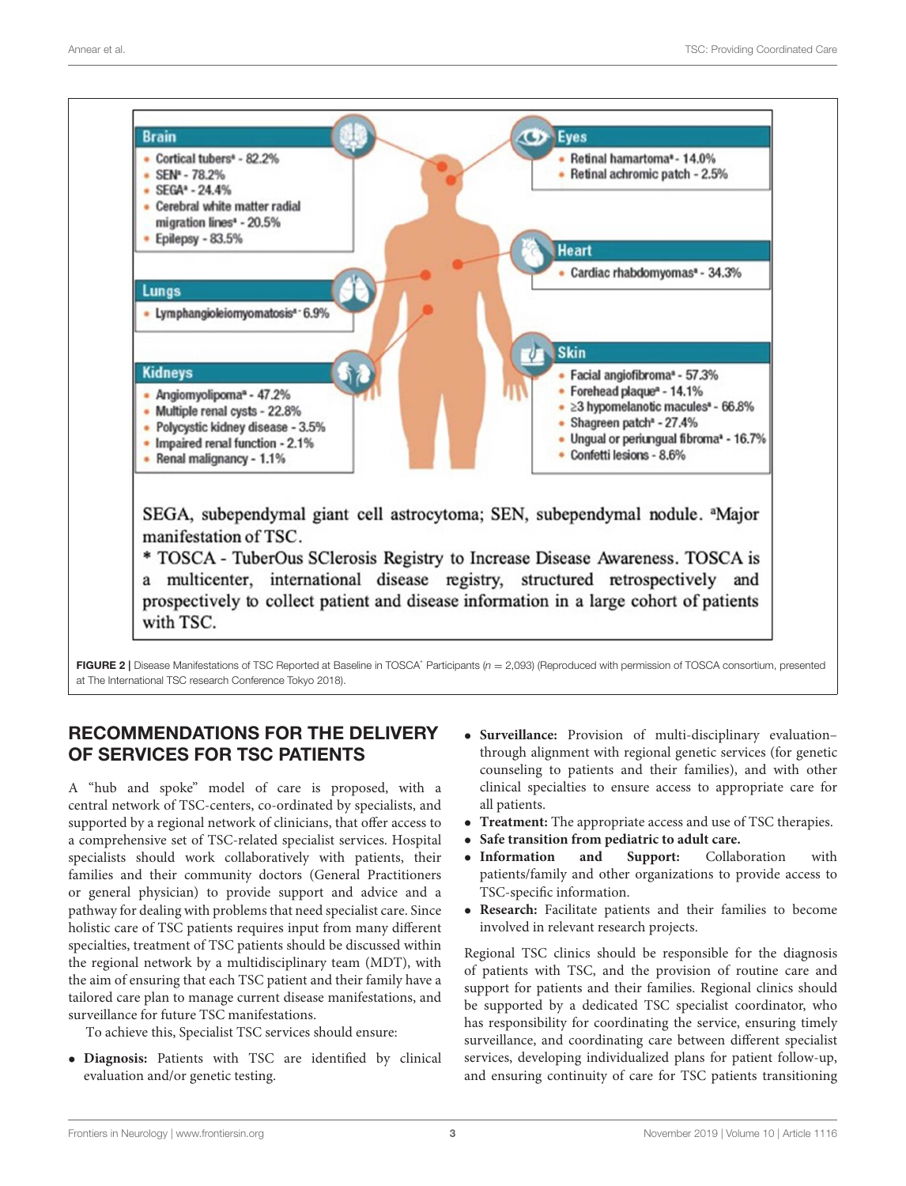**Brain**

- Cortical tubers[a] - 82.2%
- SEN[a] - 78.2%
- SEGA[a] - 24.4%
- Cerebral white matter radial migration lines[a] - 20.5%
- Epilepsy - 83.5%

**Eyes**

- Retinal hamartoma[a] - 14.0%
- Retinal achromic patch - 2.5%

**Heart**

- Cardiac rhabdomyomas[a] - 34.3%

**Lungs**

- Lymphangioleiomyomatosis[a] - 6.9%

**Kidneys**

- Angiomyolipoma[a] - 47.2%
- Multiple renal cysts - 22.8%
- Polycystic kidney disease - 3.5%
- Impaired renal function - 2.1%
- Renal malignancy - 1.1%

**Skin**

- Facial angiofibroma[a] - 57.3%
- Forehead plaque[a] - 14.1%
- ≥3 hypomelanotic macules[a] - 66.8%
- Shagreen patch[a] - 27.4%
- Ungual or periungual fibroma[a] - 16.7%
- Confetti lesions - 8.6%

SEGA, subependymal giant cell astrocytoma; SEN, subependymal nodule. [a]Major manifestation of TSC.

* TOSCA - TuberOus SClerosis Registry to Increase Disease Awareness. TOSCA is a multicenter, international disease registry, structured retrospectively and prospectively to collect patient and disease information in a large cohort of patients with TSC.

**FIGURE 2** | Disease Manifestations of TSC Reported at Baseline in TOSCA* Participants ($n = 2,093$) (Reproduced with permission of TOSCA consortium, presented at The International TSC research Conference Tokyo 2018).

## RECOMMENDATIONS FOR THE DELIVERY OF SERVICES FOR TSC PATIENTS

A "hub and spoke" model of care is proposed, with a central network of TSC-centers, co-ordinated by specialists, and supported by a regional network of clinicians, that offer access to a comprehensive set of TSC-related specialist services. Hospital specialists should work collaboratively with patients, their families and their community doctors (General Practitioners or general physician) to provide support and advice and a pathway for dealing with problems that need specialist care. Since holistic care of TSC patients requires input from many different specialties, treatment of TSC patients should be discussed within the regional network by a multidisciplinary team (MDT), with the aim of ensuring that each TSC patient and their family have a tailored care plan to manage current disease manifestations, and surveillance for future TSC manifestations.

To achieve this, Specialist TSC services should ensure:

- **Diagnosis:** Patients with TSC are identified by clinical evaluation and/or genetic testing.
- **Surveillance:** Provision of multi-disciplinary evaluation–through alignment with regional genetic services (for genetic counseling to patients and their families), and with other clinical specialties to ensure access to appropriate care for all patients.
- **Treatment:** The appropriate access and use of TSC therapies.
- **Safe transition from pediatric to adult care.**
- **Information and Support:** Collaboration with patients/family and other organizations to provide access to TSC-specific information.
- **Research:** Facilitate patients and their families to become involved in relevant research projects.

Regional TSC clinics should be responsible for the diagnosis of patients with TSC, and the provision of routine care and support for patients and their families. Regional clinics should be supported by a dedicated TSC specialist coordinator, who has responsibility for coordinating the service, ensuring timely surveillance, and coordinating care between different specialist services, developing individualized plans for patient follow-up, and ensuring continuity of care for TSC patients transitioning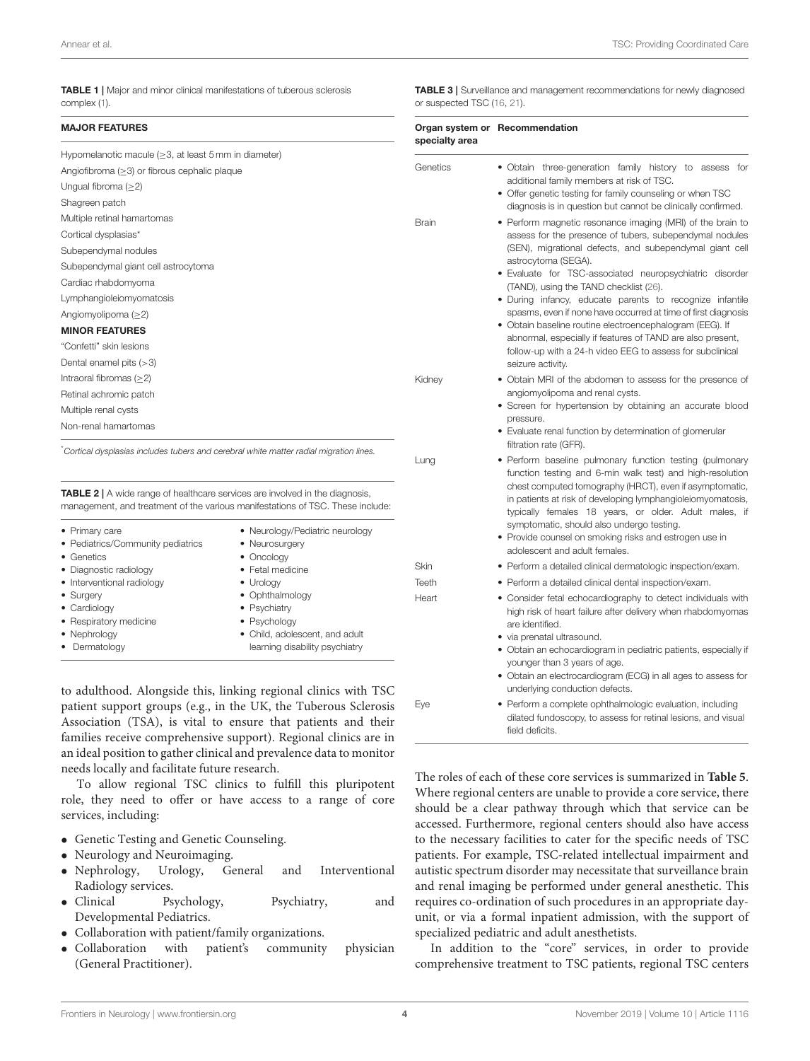**TABLE 1 |** Major and minor clinical manifestations of tuberous sclerosis complex (1).

| MAJOR FEATURES |
|---|
| Hypomelanotic macule (≥3, at least 5 mm in diameter) |
| Angiofibroma (≥3) or fibrous cephalic plaque |
| Ungual fibroma (≥2) |
| Shagreen patch |
| Multiple retinal hamartomas |
| Cortical dysplasias* |
| Subependymal nodules |
| Subependymal giant cell astrocytoma |
| Cardiac rhabdomyoma |
| Lymphangioleiomyomatosis |
| Angiomyolipoma (≥2) |
| **MINOR FEATURES** |
| "Confetti" skin lesions |
| Dental enamel pits (>3) |
| Intraoral fibromas (≥2) |
| Retinal achromic patch |
| Multiple renal cysts |
| Non-renal hamartomas |

*Cortical dysplasias includes tubers and cerebral white matter radial migration lines.

**TABLE 2 |** A wide range of healthcare services are involved in the diagnosis, management, and treatment of the various manifestations of TSC. These include:

| | |
|---|---|
| • Primary care | • Neurology/Pediatric neurology |
| • Pediatrics/Community pediatrics | • Neurosurgery |
| • Genetics | • Oncology |
| • Diagnostic radiology | • Fetal medicine |
| • Interventional radiology | • Urology |
| • Surgery | • Ophthalmology |
| • Cardiology | • Psychiatry |
| • Respiratory medicine | • Psychology |
| • Nephrology | • Child, adolescent, and adult learning disability psychiatry |
| • Dermatology | |

to adulthood. Alongside this, linking regional clinics with TSC patient support groups (e.g., in the UK, the Tuberous Sclerosis Association (TSA), is vital to ensure that patients and their families receive comprehensive support). Regional clinics are in an ideal position to gather clinical and prevalence data to monitor needs locally and facilitate future research.

To allow regional TSC clinics to fulfill this pluripotent role, they need to offer or have access to a range of core services, including:

- Genetic Testing and Genetic Counseling.
- Neurology and Neuroimaging.
- Nephrology, Urology, General and Interventional Radiology services.
- Clinical Psychology, Psychiatry, and Developmental Pediatrics.
- Collaboration with patient/family organizations.
- Collaboration with patient's community physician (General Practitioner).

**TABLE 3 |** Surveillance and management recommendations for newly diagnosed or suspected TSC (16, 21).

| Organ system or specialty area | Recommendation |
|---|---|
| Genetics | • Obtain three-generation family history to assess for additional family members at risk of TSC.<br>• Offer genetic testing for family counseling or when TSC diagnosis is in question but cannot be clinically confirmed. |
| Brain | • Perform magnetic resonance imaging (MRI) of the brain to assess for the presence of tubers, subependymal nodules (SEN), migrational defects, and subependymal giant cell astrocytoma (SEGA).<br>• Evaluate for TSC-associated neuropsychiatric disorder (TAND), using the TAND checklist (26).<br>• During infancy, educate parents to recognize infantile spasms, even if none have occurred at time of first diagnosis<br>• Obtain baseline routine electroencephalogram (EEG). If abnormal, especially if features of TAND are also present, follow-up with a 24-h video EEG to assess for subclinical seizure activity. |
| Kidney | • Obtain MRI of the abdomen to assess for the presence of angiomyolipoma and renal cysts.<br>• Screen for hypertension by obtaining an accurate blood pressure.<br>• Evaluate renal function by determination of glomerular filtration rate (GFR). |
| Lung | • Perform baseline pulmonary function testing (pulmonary function testing and 6-min walk test) and high-resolution chest computed tomography (HRCT), even if asymptomatic, in patients at risk of developing lymphangioleiomyomatosis, typically females 18 years, or older. Adult males, if symptomatic, should also undergo testing.<br>• Provide counsel on smoking risks and estrogen use in adolescent and adult females. |
| Skin | • Perform a detailed clinical dermatologic inspection/exam. |
| Teeth | • Perform a detailed clinical dental inspection/exam. |
| Heart | • Consider fetal echocardiography to detect individuals with high risk of heart failure after delivery when rhabdomyomas are identified.<br>• via prenatal ultrasound.<br>• Obtain an echocardiogram in pediatric patients, especially if younger than 3 years of age.<br>• Obtain an electrocardiogram (ECG) in all ages to assess for underlying conduction defects. |
| Eye | • Perform a complete ophthalmologic evaluation, including dilated fundoscopy, to assess for retinal lesions, and visual field deficits. |

The roles of each of these core services is summarized in **Table 5**. Where regional centers are unable to provide a core service, there should be a clear pathway through which that service can be accessed. Furthermore, regional centers should also have access to the necessary facilities to cater for the specific needs of TSC patients. For example, TSC-related intellectual impairment and autistic spectrum disorder may necessitate that surveillance brain and renal imaging be performed under general anesthetic. This requires co-ordination of such procedures in an appropriate day-unit, or via a formal inpatient admission, with the support of specialized pediatric and adult anesthetists.

In addition to the "core" services, in order to provide comprehensive treatment to TSC patients, regional TSC centers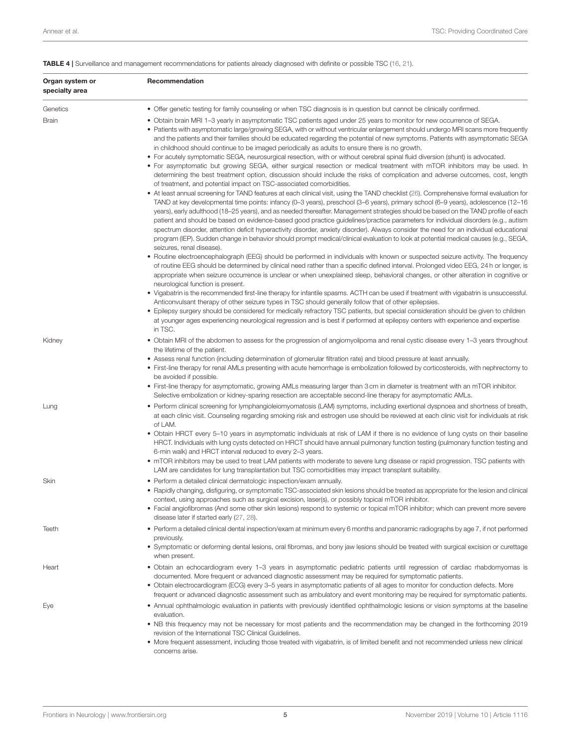**TABLE 4 |** Surveillance and management recommendations for patients already diagnosed with definite or possible TSC (16, 21).

| Organ system or specialty area | Recommendation |
|---|---|
| Genetics | • Offer genetic testing for family counseling or when TSC diagnosis is in question but cannot be clinically confirmed. |
| Brain | • Obtain brain MRI 1–3 yearly in asymptomatic TSC patients aged under 25 years to monitor for new occurrence of SEGA.<br>• Patients with asymptomatic large/growing SEGA, with or without ventricular enlargement should undergo MRI scans more frequently and the patients and their families should be educated regarding the potential of new symptoms. Patients with asymptomatic SEGA in childhood should continue to be imaged periodically as adults to ensure there is no growth.<br>• For acutely symptomatic SEGA, neurosurgical resection, with or without cerebral spinal fluid diversion (shunt) is advocated.<br>• For asymptomatic but growing SEGA, either surgical resection or medical treatment with mTOR inhibitors may be used. In determining the best treatment option, discussion should include the risks of complication and adverse outcomes, cost, length of treatment, and potential impact on TSC-associated comorbidities.<br>• At least annual screening for TAND features at each clinical visit, using the TAND checklist (26). Comprehensive formal evaluation for TAND at key developmental time points: infancy (0–3 years), preschool (3–6 years), primary school (6–9 years), adolescence (12–16 years), early adulthood (18–25 years), and as needed thereafter. Management strategies should be based on the TAND profile of each patient and should be based on evidence-based good practice guidelines/practice parameters for individual disorders (e.g., autism spectrum disorder, attention deficit hyperactivity disorder, anxiety disorder). Always consider the need for an individual educational program (IEP). Sudden change in behavior should prompt medical/clinical evaluation to look at potential medical causes (e.g., SEGA, seizures, renal disease).<br>• Routine electroencephalograph (EEG) should be performed in individuals with known or suspected seizure activity. The frequency of routine EEG should be determined by clinical need rather than a specific defined interval. Prolonged video EEG, 24 h or longer, is appropriate when seizure occurrence is unclear or when unexplained sleep, behavioral changes, or other alteration in cognitive or neurological function is present.<br>• Vigabatrin is the recommended first-line therapy for infantile spasms. ACTH can be used if treatment with vigabatrin is unsuccessful. Anticonvulsant therapy of other seizure types in TSC should generally follow that of other epilepsies.<br>• Epilepsy surgery should be considered for medically refractory TSC patients, but special consideration should be given to children at younger ages experiencing neurological regression and is best if performed at epilepsy centers with experience and expertise in TSC. |
| Kidney | • Obtain MRI of the abdomen to assess for the progression of angiomyolipoma and renal cystic disease every 1–3 years throughout the lifetime of the patient.<br>• Assess renal function (including determination of glomerular filtration rate) and blood pressure at least annually.<br>• First-line therapy for renal AMLs presenting with acute hemorrhage is embolization followed by corticosteroids, with nephrectomy to be avoided if possible.<br>• First-line therapy for asymptomatic, growing AMLs measuring larger than 3 cm in diameter is treatment with an mTOR inhibitor. Selective embolization or kidney-sparing resection are acceptable second-line therapy for asymptomatic AMLs. |
| Lung | • Perform clinical screening for lymphangioleiomyomatosis (LAM) symptoms, including exertional dyspnoea and shortness of breath, at each clinic visit. Counseling regarding smoking risk and estrogen use should be reviewed at each clinic visit for individuals at risk of LAM.<br>• Obtain HRCT every 5–10 years in asymptomatic individuals at risk of LAM if there is no evidence of lung cysts on their baseline HRCT. Individuals with lung cysts detected on HRCT should have annual pulmonary function testing (pulmonary function testing and 6-min walk) and HRCT interval reduced to every 2–3 years.<br>• mTOR inhibitors may be used to treat LAM patients with moderate to severe lung disease or rapid progression. TSC patients with LAM are candidates for lung transplantation but TSC comorbidities may impact transplant suitability. |
| Skin | • Perform a detailed clinical dermatologic inspection/exam annually.<br>• Rapidly changing, disfiguring, or symptomatic TSC-associated skin lesions should be treated as appropriate for the lesion and clinical context, using approaches such as surgical excision, laser(s), or possibly topical mTOR inhibitor.<br>• Facial angiofibromas (And some other skin lesions) respond to systemic or topical mTOR inhibitor; which can prevent more severe disease later if started early (27, 28). |
| Teeth | • Perform a detailed clinical dental inspection/exam at minimum every 6 months and panoramic radiographs by age 7, if not performed previously.<br>• Symptomatic or deforming dental lesions, oral fibromas, and bony jaw lesions should be treated with surgical excision or curettage when present. |
| Heart | • Obtain an echocardiogram every 1–3 years in asymptomatic pediatric patients until regression of cardiac rhabdomyomas is documented. More frequent or advanced diagnostic assessment may be required for symptomatic patients.<br>• Obtain electrocardiogram (ECG) every 3–5 years in asymptomatic patients of all ages to monitor for conduction defects. More frequent or advanced diagnostic assessment such as ambulatory and event monitoring may be required for symptomatic patients. |
| Eye | • Annual ophthalmologic evaluation in patients with previously identified ophthalmologic lesions or vision symptoms at the baseline evaluation.<br>• NB this frequency may not be necessary for most patients and the recommendation may be changed in the forthcoming 2019 revision of the International TSC Clinical Guidelines.<br>• More frequent assessment, including those treated with vigabatrin, is of limited benefit and not recommended unless new clinical concerns arise. |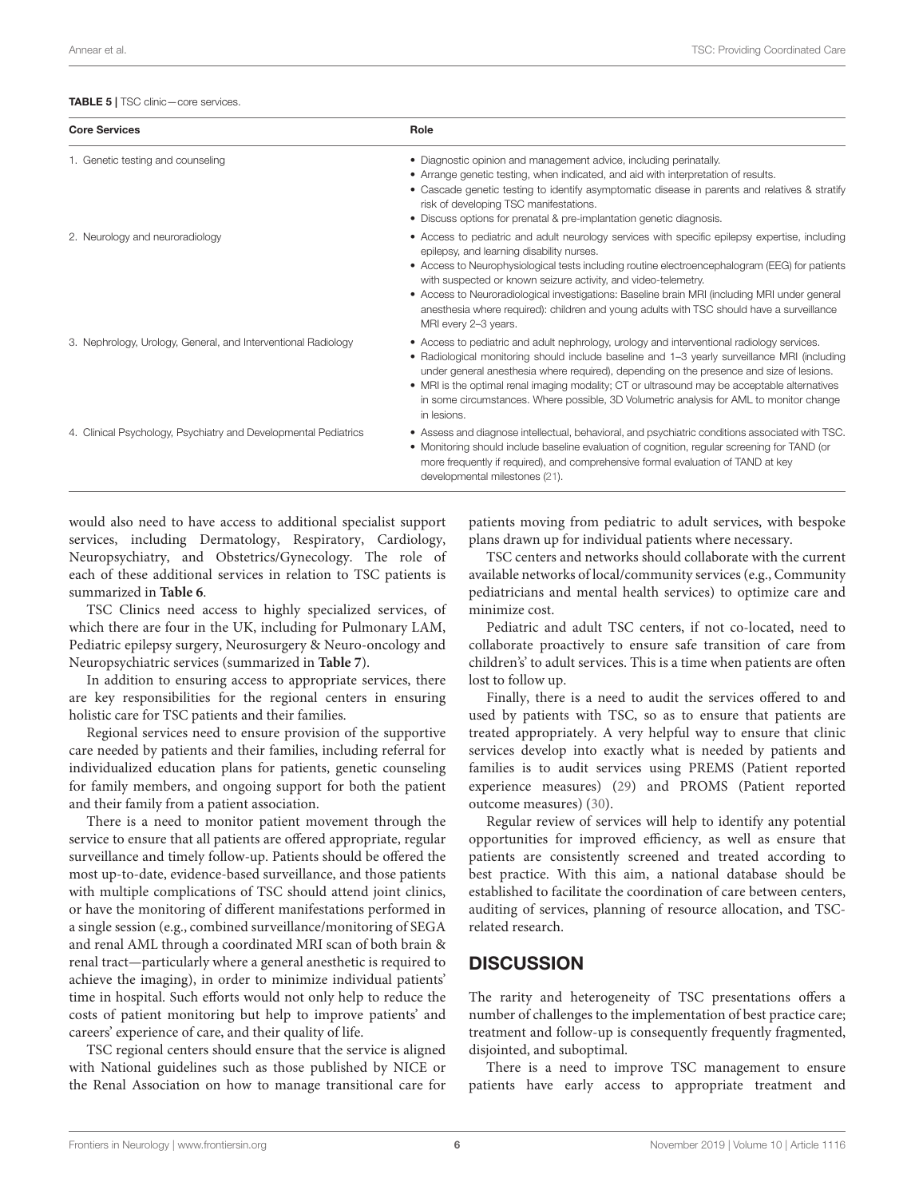**TABLE 5 |** TSC clinic—core services.

| Core Services | Role |
|---|---|
| 1. Genetic testing and counseling | • Diagnostic opinion and management advice, including perinatally.<br>• Arrange genetic testing, when indicated, and aid with interpretation of results.<br>• Cascade genetic testing to identify asymptomatic disease in parents and relatives & stratify risk of developing TSC manifestations.<br>• Discuss options for prenatal & pre-implantation genetic diagnosis. |
| 2. Neurology and neuroradiology | • Access to pediatric and adult neurology services with specific epilepsy expertise, including epilepsy, and learning disability nurses.<br>• Access to Neurophysiological tests including routine electroencephalogram (EEG) for patients with suspected or known seizure activity, and video-telemetry.<br>• Access to Neuroradiological investigations: Baseline brain MRI (including MRI under general anesthesia where required): children and young adults with TSC should have a surveillance MRI every 2–3 years. |
| 3. Nephrology, Urology, General, and Interventional Radiology | • Access to pediatric and adult nephrology, urology and interventional radiology services.<br>• Radiological monitoring should include baseline and 1–3 yearly surveillance MRI (including under general anesthesia where required), depending on the presence and size of lesions.<br>• MRI is the optimal renal imaging modality; CT or ultrasound may be acceptable alternatives in some circumstances. Where possible, 3D Volumetric analysis for AML to monitor change in lesions. |
| 4. Clinical Psychology, Psychiatry and Developmental Pediatrics | • Assess and diagnose intellectual, behavioral, and psychiatric conditions associated with TSC.<br>• Monitoring should include baseline evaluation of cognition, regular screening for TAND (or more frequently if required), and comprehensive formal evaluation of TAND at key developmental milestones (21). |

would also need to have access to additional specialist support services, including Dermatology, Respiratory, Cardiology, Neuropsychiatry, and Obstetrics/Gynecology. The role of each of these additional services in relation to TSC patients is summarized in **Table 6**.

TSC Clinics need access to highly specialized services, of which there are four in the UK, including for Pulmonary LAM, Pediatric epilepsy surgery, Neurosurgery & Neuro-oncology and Neuropsychiatric services (summarized in **Table 7**).

In addition to ensuring access to appropriate services, there are key responsibilities for the regional centers in ensuring holistic care for TSC patients and their families.

Regional services need to ensure provision of the supportive care needed by patients and their families, including referral for individualized education plans for patients, genetic counseling for family members, and ongoing support for both the patient and their family from a patient association.

There is a need to monitor patient movement through the service to ensure that all patients are offered appropriate, regular surveillance and timely follow-up. Patients should be offered the most up-to-date, evidence-based surveillance, and those patients with multiple complications of TSC should attend joint clinics, or have the monitoring of different manifestations performed in a single session (e.g., combined surveillance/monitoring of SEGA and renal AML through a coordinated MRI scan of both brain & renal tract—particularly where a general anesthetic is required to achieve the imaging), in order to minimize individual patients' time in hospital. Such efforts would not only help to reduce the costs of patient monitoring but help to improve patients' and careers' experience of care, and their quality of life.

TSC regional centers should ensure that the service is aligned with National guidelines such as those published by NICE or the Renal Association on how to manage transitional care for patients moving from pediatric to adult services, with bespoke plans drawn up for individual patients where necessary.

TSC centers and networks should collaborate with the current available networks of local/community services (e.g., Community pediatricians and mental health services) to optimize care and minimize cost.

Pediatric and adult TSC centers, if not co-located, need to collaborate proactively to ensure safe transition of care from childrens's' to adult services. This is a time when patients are often lost to follow up.

Finally, there is a need to audit the services offered to and used by patients with TSC, so as to ensure that patients are treated appropriately. A very helpful way to ensure that clinic services develop into exactly what is needed by patients and families is to audit services using PREMS (Patient reported experience measures) (29) and PROMS (Patient reported outcome measures) (30).

Regular review of services will help to identify any potential opportunities for improved efficiency, as well as ensure that patients are consistently screened and treated according to best practice. With this aim, a national database should be established to facilitate the coordination of care between centers, auditing of services, planning of resource allocation, and TSC-related research.

## DISCUSSION

The rarity and heterogeneity of TSC presentations offers a number of challenges to the implementation of best practice care; treatment and follow-up is consequently frequently fragmented, disjointed, and suboptimal.

There is a need to improve TSC management to ensure patients have early access to appropriate treatment and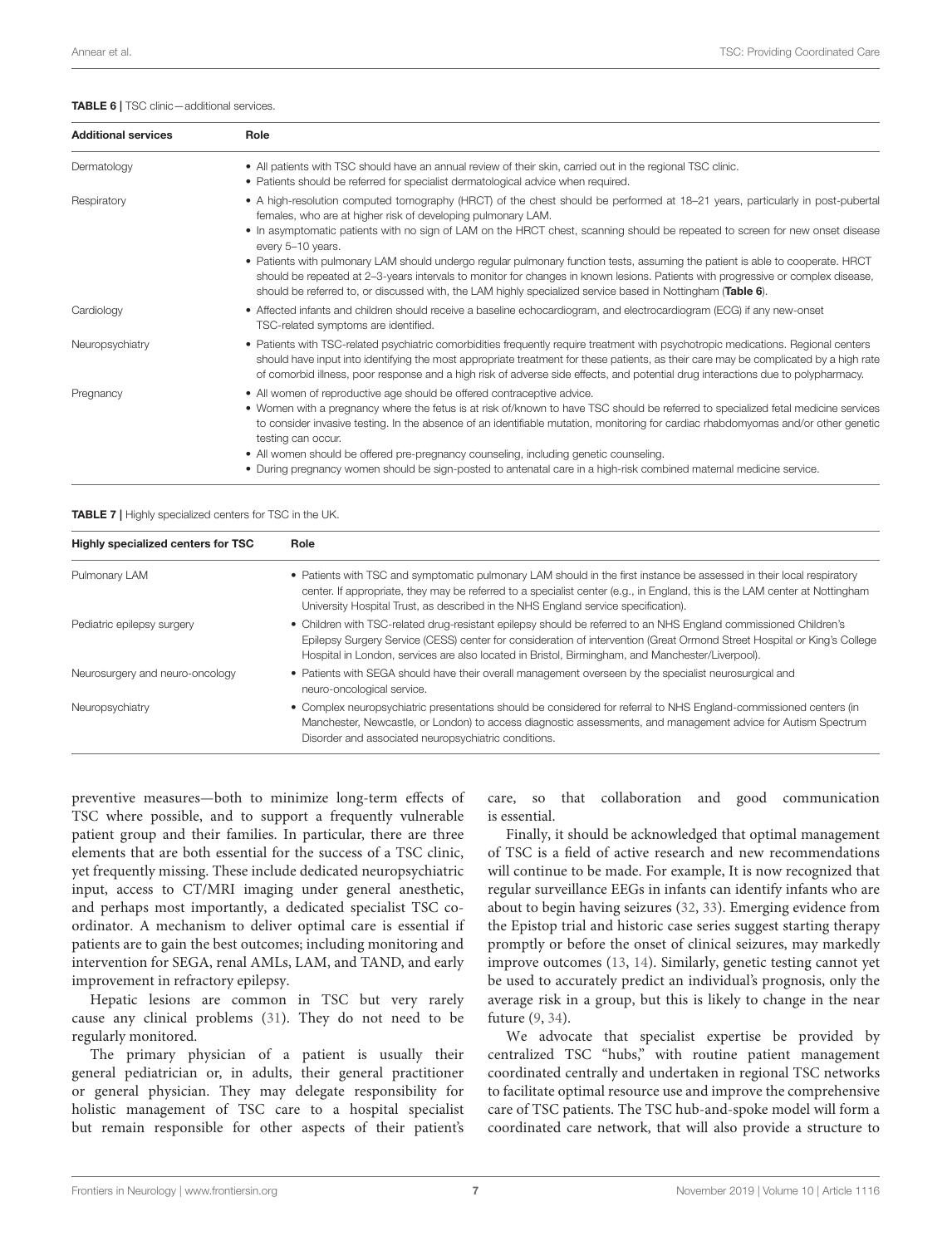**TABLE 6 |** TSC clinic—additional services.

| Additional services | Role |
|---|---|
| Dermatology | • All patients with TSC should have an annual review of their skin, carried out in the regional TSC clinic.<br>• Patients should be referred for specialist dermatological advice when required. |
| Respiratory | • A high-resolution computed tomography (HRCT) of the chest should be performed at 18–21 years, particularly in post-pubertal females, who are at higher risk of developing pulmonary LAM.<br>• In asymptomatic patients with no sign of LAM on the HRCT chest, scanning should be repeated to screen for new onset disease every 5–10 years.<br>• Patients with pulmonary LAM should undergo regular pulmonary function tests, assuming the patient is able to cooperate. HRCT should be repeated at 2–3-years intervals to monitor for changes in known lesions. Patients with progressive or complex disease, should be referred to, or discussed with, the LAM highly specialized service based in Nottingham (**Table 6**). |
| Cardiology | • Affected infants and children should receive a baseline echocardiogram, and electrocardiogram (ECG) if any new-onset TSC-related symptoms are identified. |
| Neuropsychiatry | • Patients with TSC-related psychiatric comorbidities frequently require treatment with psychotropic medications. Regional centers should have input into identifying the most appropriate treatment for these patients, as their care may be complicated by a high rate of comorbid illness, poor response and a high risk of adverse side effects, and potential drug interactions due to polypharmacy. |
| Pregnancy | • All women of reproductive age should be offered contraceptive advice.<br>• Women with a pregnancy where the fetus is at risk of/known to have TSC should be referred to specialized fetal medicine services to consider invasive testing. In the absence of an identifiable mutation, monitoring for cardiac rhabdomyomas and/or other genetic testing can occur.<br>• All women should be offered pre-pregnancy counseling, including genetic counseling.<br>• During pregnancy women should be sign-posted to antenatal care in a high-risk combined maternal medicine service. |

**TABLE 7 |** Highly specialized centers for TSC in the UK.

| Highly specialized centers for TSC | Role |
|---|---|
| Pulmonary LAM | • Patients with TSC and symptomatic pulmonary LAM should in the first instance be assessed in their local respiratory center. If appropriate, they may be referred to a special center (e.g., in England, this is the LAM center at Nottingham University Hospital Trust, as described in the NHS England service specification). |
| Pediatric epilepsy surgery | • Children with TSC-related drug-resistant epilepsy should be referred to an NHS England commissioned Children's Epilepsy Surgery Service (CESS) center for consideration of intervention (Great Ormond Street Hospital or King's College Hospital in London, services are also located in Bristol, Birmingham, and Manchester/Liverpool). |
| Neurosurgery and neuro-oncology | • Patients with SEGA should have their overall management overseen by the specialist neurosurgical and neuro-oncological service. |
| Neuropsychiatry | • Complex neuropsychiatric presentations should be considered for referral to NHS England-commissioned centers (in Manchester, Newcastle, or London) to access diagnostic assessments, and management advice for Autism Spectrum Disorder and associated neuropsychiatric conditions. |

preventive measures—both to minimize long-term effects of TSC where possible, and to support a frequently vulnerable patient group and their families. In particular, there are three elements that are both essential for the success of a TSC clinic, yet frequently missing. These include dedicated neuropsychiatric input, access to CT/MRI imaging under general anesthetic, and perhaps most importantly, a dedicated specialist TSC co-ordinator. A mechanism to deliver optimal care is essential if patients are to gain the best outcomes; including monitoring and intervention for SEGA, renal AMLs, LAM, and TAND, and early improvement in refractory epilepsy.

Hepatic lesions are common in TSC but very rarely cause any clinical problems (31). They do not need to be regularly monitored.

The primary physician of a patient is usually their general pediatrician or, in adults, their general practitioner or general physician. They may delegate responsibility for holistic management of TSC care to a hospital specialist but remain responsible for other aspects of their patient's care, so that collaboration and good communication is essential.

Finally, it should be acknowledged that optimal management of TSC is a field of active research and new recommendations will continue to be made. For example, It is now recognized that regular surveillance EEGs in infants can identify infants who are about to begin having seizures (32, 33). Emerging evidence from the Epistop trial and historic case series suggest starting therapy promptly or before the onset of clinical seizures, may markedly improve outcomes (13, 14). Similarly, genetic testing cannot yet be used to accurately predict an individual's prognosis, only the average risk in a group, but this is likely to change in the near future (9, 34).

We advocate that specialist expertise be provided by centralized TSC "hubs," with routine patient management coordinated centrally and undertaken in regional TSC networks to facilitate optimal resource use and improve the comprehensive care of TSC patients. The TSC hub-and-spoke model will form a coordinated care network, that will also provide a structure to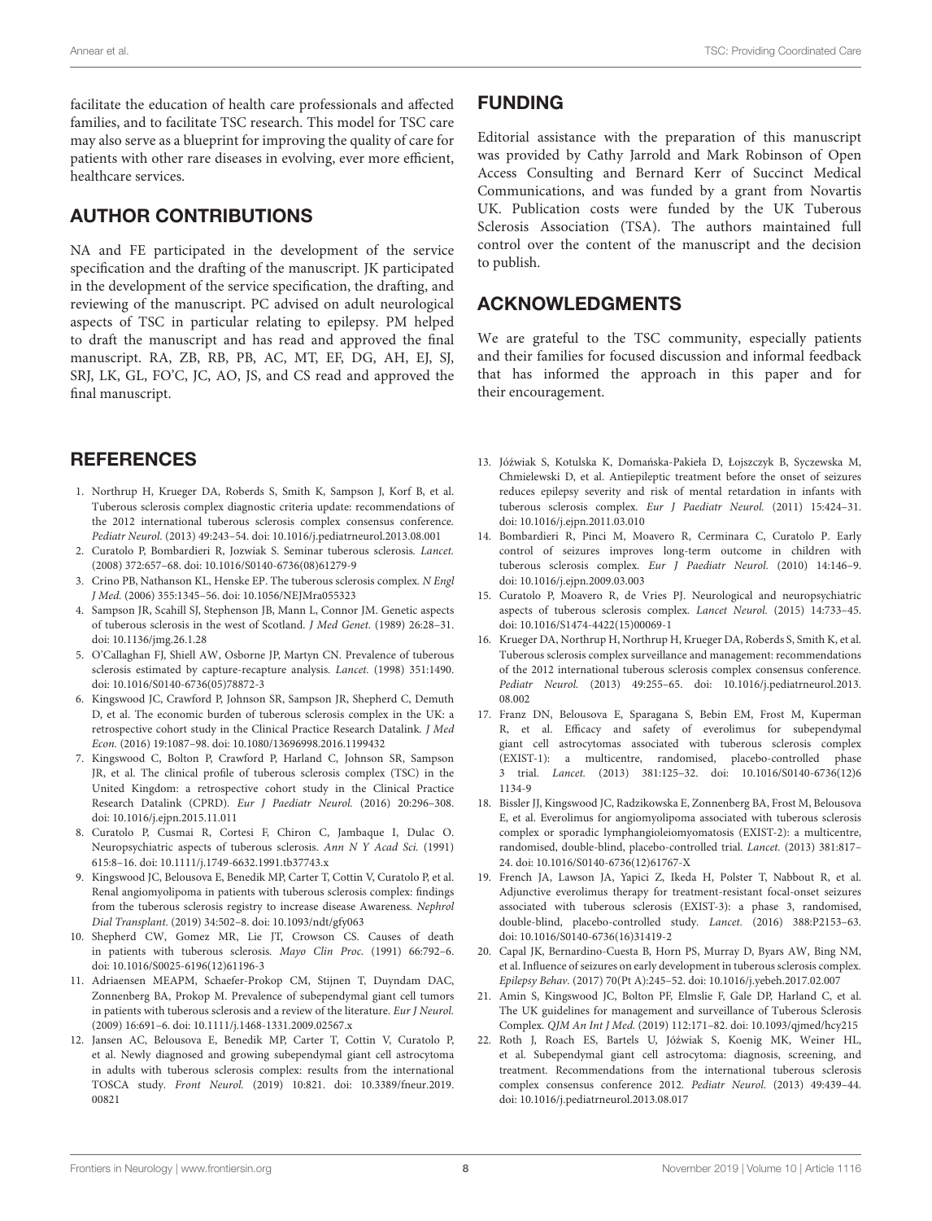facilitate the education of health care professionals and affected families, and to facilitate TSC research. This model for TSC care may also serve as a blueprint for improving the quality of care for patients with other rare diseases in evolving, ever more efficient, healthcare services.

## AUTHOR CONTRIBUTIONS

NA and FE participated in the development of the service specification and the drafting of the manuscript. JK participated in the development of the service specification, the drafting, and reviewing of the manuscript. PC advised on adult neurological aspects of TSC in particular relating to epilepsy. PM helped to draft the manuscript and has read and approved the final manuscript. RA, ZB, RB, PB, AC, MT, EF, DG, AH, EJ, SJ, SRJ, LK, GL, FO'C, JC, AO, JS, and CS read and approved the final manuscript.

## FUNDING

Editorial assistance with the preparation of this manuscript was provided by Cathy Jarrold and Mark Robinson of Open Access Consulting and Bernard Kerr of Succinct Medical Communications, and was funded by a grant from Novartis UK. Publication costs were funded by the UK Tuberous Sclerosis Association (TSA). The authors maintained full control over the content of the manuscript and the decision to publish.

## ACKNOWLEDGMENTS

We are grateful to the TSC community, especially patients and their families for focused discussion and informal feedback that has informed the approach in this paper and for their encouragement.

## REFERENCES

1. Northrup H, Krueger DA, Roberds S, Smith K, Sampson J, Korf B, et al. Tuberous sclerosis complex diagnostic criteria update: recommendations of the 2012 international tuberous sclerosis complex consensus conference. *Pediatr Neurol.* (2013) 49:243–54. doi: 10.1016/j.pediatrneurol.2013.08.001
2. Curatolo P, Bombardieri R, Jozwiak S. Seminar tuberous sclerosis. *Lancet.* (2008) 372:657–68. doi: 10.1016/S0140-6736(08)61279-9
3. Crino PB, Nathanson KL, Henske EP. The tuberous sclerosis complex. *N Engl J Med.* (2006) 355:1345–56. doi: 10.1056/NEJMra055323
4. Sampson JR, Scahill SJ, Stephenson JB, Mann L, Connor JM. Genetic aspects of tuberous sclerosis in the west of Scotland. *J Med Genet.* (1989) 26:28–31. doi: 10.1136/jmg.26.1.28
5. O'Callaghan FJ, Shiell AW, Osborne JP, Martyn CN. Prevalence of tuberous sclerosis estimated by capture-recapture analysis. *Lancet.* (1998) 351:1490. doi: 10.1016/S0140-6736(05)78872-3
6. Kingswood JC, Crawford P, Johnson SR, Sampson JR, Shepherd C, Demuth D, et al. The economic burden of tuberous sclerosis complex in the UK: a retrospective cohort study in the Clinical Practice Research Datalink. *J Med Econ.* (2016) 19:1087–98. doi: 10.1080/13696998.2016.1199432
7. Kingswood C, Bolton P, Crawford P, Harland C, Johnson SR, Sampson JR, et al. The clinical profile of tuberous sclerosis complex (TSC) in the United Kingdom: a retrospective cohort study in the Clinical Practice Research Datalink (CPRD). *Eur J Paediatr Neurol.* (2016) 20:296–308. doi: 10.1016/j.ejpn.2015.11.011
8. Curatolo P, Cusmai R, Cortesi F, Chiron C, Jambaque I, Dulac O. Neuropsychiatric aspects of tuberous sclerosis. *Ann N Y Acad Sci.* (1991) 615:8–16. doi: 10.1111/j.1749-6632.1991.tb37743.x
9. Kingswood JC, Belousova E, Benedik MP, Carter T, Cottin V, Curatolo P, et al. Renal angiomyolipoma in patients with tuberous sclerosis complex: findings from the tuberous sclerosis registry to increase disease Awareness. *Nephrol Dial Transplant.* (2019) 34:502–8. doi: 10.1093/ndt/gfy063
10. Shepherd CW, Gomez MR, Lie JT, Crowson CS. Causes of death in patients with tuberous sclerosis. *Mayo Clin Proc.* (1991) 66:792–6. doi: 10.1016/S0025-6196(12)61196-3
11. Adriaensen MEAPM, Schaefer-Prokop CM, Stijnen T, Duyndam DAC, Zonnenberg BA, Prokop M. Prevalence of subependymal giant cell tumors in patients with tuberous sclerosis and a review of the literature. *Eur J Neurol.* (2009) 16:691–6. doi: 10.1111/j.1468-1331.2009.02567.x
12. Jansen AC, Belousova E, Benedik MP, Carter T, Cottin V, Curatolo P, et al. Newly diagnosed and growing subependymal giant cell astrocytoma in adults with tuberous sclerosis complex: results from the international TOSCA study. *Front Neurol.* (2019) 10:821. doi: 10.3389/fneur.2019.00821
13. Jóźwiak S, Kotulska K, Domańska-Pakieła D, Łojszczyk B, Syczewska M, Chmielewski D, et al. Antiepileptic treatment before the onset of seizures reduces epilepsy severity and risk of mental retardation in infants with tuberous sclerosis complex. *Eur J Paediatr Neurol.* (2011) 15:424–31. doi: 10.1016/j.ejpn.2011.03.010
14. Bombardieri R, Pinci M, Moavero R, Cerminara C, Curatolo P. Early control of seizures improves long-term outcome in children with tuberous sclerosis complex. *Eur J Paediatr Neurol.* (2010) 14:146–9. doi: 10.1016/j.ejpn.2009.03.003
15. Curatolo P, Moavero R, de Vries PJ. Neurological and neuropsychiatric aspects of tuberous sclerosis complex. *Lancet Neurol.* (2015) 14:733–45. doi: 10.1016/S1474-4422(15)00069-1
16. Krueger DA, Northrup H, Northrup H, Krueger DA, Roberds S, Smith K, et al. Tuberous sclerosis complex surveillance and management: recommendations of the 2012 international tuberous sclerosis complex consensus conference. *Pediatr Neurol.* (2013) 49:255–65. doi: 10.1016/j.pediatrneurol.2013.08.002
17. Franz DN, Belousova E, Sparagana S, Bebin EM, Frost M, Kuperman R, et al. Efficacy and safety of everolimus for subependymal giant cell astrocytomas associated with tuberous sclerosis complex (EXIST-1): a multicentre, randomised, placebo-controlled phase 3 trial. *Lancet.* (2013) 381:125–32. doi: 10.1016/S0140-6736(12)61134-9
18. Bissler JJ, Kingswood JC, Radzikowska E, Zonnenberg BA, Frost M, Belousova E, et al. Everolimus for angiomyolipoma associated with tuberous sclerosis complex or sporadic lymphangioleiomyomatosis (EXIST-2): a multicentre, randomised, double-blind, placebo-controlled trial. *Lancet.* (2013) 381:817–24. doi: 10.1016/S0140-6736(12)61767-X
19. French JA, Lawson JA, Yapici Z, Ikeda H, Polster T, Nabbout R, et al. Adjunctive everolimus therapy for treatment-resistant focal-onset seizures associated with tuberous sclerosis (EXIST-3): a phase 3, randomised, double-blind, placebo-controlled study. *Lancet.* (2016) 388:P2153–63. doi: 10.1016/S0140-6736(16)31419-2
20. Capal JK, Bernardino-Cuesta B, Horn PS, Murray D, Byars AW, Bing NM, et al. Influence of seizures on early development in tuberous sclerosis complex. *Epilepsy Behav.* (2017) 70(Pt A):245–52. doi: 10.1016/j.yebeh.2017.02.007
21. Amin S, Kingswood JC, Bolton PF, Elmslie F, Gale DP, Harland C, et al. The UK guidelines for management and surveillance of Tuberous Sclerosis Complex. *QJM An Int J Med.* (2019) 112:171–82. doi: 10.1093/qjmed/hcy215
22. Roth J, Roach ES, Bartels U, Jóźwiak S, Koenig MK, Weiner HL, et al. Subependymal giant cell astrocytoma: diagnosis, screening, and treatment. Recommendations from the international tuberous sclerosis complex consensus conference 2012. *Pediatr Neurol.* (2013) 49:439–44. doi: 10.1016/j.pediatrneurol.2013.08.017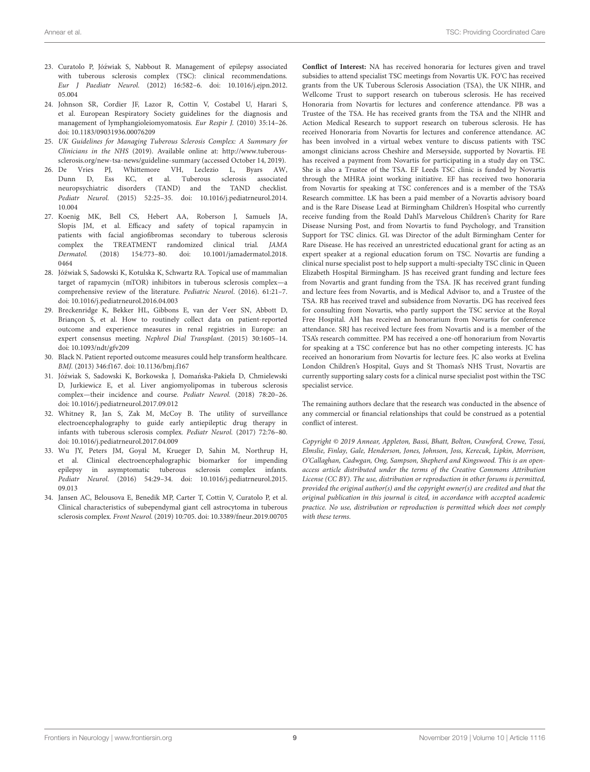23. Curatolo P, Jóźwiak S, Nabbout R. Management of epilepsy associated with tuberous sclerosis complex (TSC): clinical recommendations. *Eur J Paediatr Neurol.* (2012) 16:582–6. doi: 10.1016/j.ejpn.2012.05.004
24. Johnson SR, Cordier JF, Lazor R, Cottin V, Costabel U, Harari S, et al. European Respiratory Society guidelines for the diagnosis and management of lymphangioleiomyomatosis. *Eur Respir J.* (2010) 35:14–26. doi: 10.1183/09031936.00076209
25. *UK Guidelines for Managing Tuberous Sclerosis Complex: A Summary for Clinicians in the NHS* (2019). Available online at: http://www.tuberous-sclerosis.org/new-tsa-news/guideline-summary (accessed October 14, 2019).
26. De Vries PJ, Whittemore VH, Leclezio L, Byars AW, Dunn D, Ess KC, et al. Tuberous sclerosis associated neuropsychiatric disorders (TAND) and the TAND checklist. *Pediatr Neurol.* (2015) 52:25–35. doi: 10.1016/j.pediatrneurol.2014.10.004
27. Koenig MK, Bell CS, Hebert AA, Roberson J, Samuels JA, Slopis JM, et al. Efficacy and safety of topical rapamycin in patients with facial angiofibromas secondary to tuberous sclerosis complex the TREATMENT randomized clinical trial. *JAMA Dermatol.* (2018) 154:773–80. doi: 10.1001/jamadermatol.2018.0464
28. Jóźwiak S, Sadowski K, Kotulska K, Schwartz RA. Topical use of mammalian target of rapamycin (mTOR) inhibitors in tuberous sclerosis complex—a comprehensive review of the literature. *Pediatric Neurol.* (2016). 61:21–7. doi: 10.1016/j.pediatrneurol.2016.04.003
29. Breckenridge K, Bekker HL, Gibbons E, van der Veer SN, Abbott D, Briançon S, et al. How to routinely collect data on patient-reported outcome and experience measures in renal registries in Europe: an expert consensus meeting. *Nephrol Dial Transplant.* (2015) 30:1605–14. doi: 10.1093/ndt/gfv209
30. Black N. Patient reported outcome measures could help transform healthcare. *BMJ.* (2013) 346:f167. doi: 10.1136/bmj.f167
31. Jóźwiak S, Sadowski K, Borkowska J, Domańska-Pakieła D, Chmielewski D, Jurkiewicz E, et al. Liver angiomyolipomas in tuberous sclerosis complex—their incidence and course. *Pediatr Neurol.* (2018) 78:20–26. doi: 10.1016/j.pediatrneurol.2017.09.012
32. Whitney R, Jan S, Zak M, McCoy B. The utility of surveillance electroencephalography to guide early antiepileptic drug therapy in infants with tuberous sclerosis complex. *Pediatr Neurol.* (2017) 72:76–80. doi: 10.1016/j.pediatrneurol.2017.04.009
33. Wu JY, Peters JM, Goyal M, Krueger D, Sahin M, Northrup H, et al. Clinical electroencephalographic biomarker for impending epilepsy in asymptomatic tuberous sclerosis complex infants. *Pediatr Neurol.* (2016) 54:29–34. doi: 10.1016/j.pediatrneurol.2015.09.013
34. Jansen AC, Belousova E, Benedik MP, Carter T, Cottin V, Curatolo P, et al. Clinical characteristics of subependymal giant cell astrocytoma in tuberous sclerosis complex. *Front Neurol.* (2019) 10:705. doi: 10.3389/fneur.2019.00705

**Conflict of Interest:** NA has received honoraria for lectures given and travel subsidies to attend specialist TSC meetings from Novartis UK. FO'C has received grants from the UK Tuberous Sclerosis Association (TSA), the UK NIHR, and Wellcome Trust to support research on tuberous sclerosis. He has received Honoraria from Novartis for lectures and conference attendance. PB was a Trustee of the TSA. He has received grants from the TSA and the NIHR and Action Medical Research to support research on tuberous sclerosis. He has received Honoraria from Novartis for lectures and conference attendance. AC has been involved in a virtual webex venture to discuss patients with TSC amongst clinicians across Cheshire and Merseyside, supported by Novartis. FE has received a payment from Novartis for participating in a study day on TSC. She is also a Trustee of the TSA. EF Leeds TSC clinic is funded by Novartis through the MHRA joint working initiative. EF has received two honoraria from Novartis for speaking at TSC conferences and is a member of the TSA's Research committee. LK has been a paid member of a Novartis advisory board and is the Rare Disease Lead at Birmingham Children's Hospital who currently receive funding from the Roald Dahl's Marvelous Children's Charity for Rare Disease Nursing Post, and from Novartis to fund Psychology, and Transition Support for TSC clinics. GL was Director of the adult Birmingham Center for Rare Disease. He has received an unrestricted educational grant for acting as an expert speaker at a regional education forum on TSC. Novartis are funding a clinical nurse specialist post to help support a multi-specialty TSC clinic in Queen Elizabeth Hospital Birmingham. JS has received grant funding and lecture fees from Novartis and grant funding from the TSA. JK has received grant funding and lecture fees from Novartis, and is Medical Advisor to, and a Trustee of the TSA. RB has received travel and subsidence from Novartis. DG has received fees for consulting from Novartis, who partly support the TSC service at the Royal Free Hospital. AH has received an honorarium from Novartis for conference attendance. SRJ has received lecture fees from Novartis and is a member of the TSA's research committee. PM has received a one-off honorarium from Novartis for speaking at a TSC conference but has no other competing interests. JC has received an honorarium from Novartis for lecture fees. JC also works at Evelina London Children's Hospital, Guys and St Thomas's NHS Trust, Novartis are currently supporting salary costs for a clinical nurse specialist post within the TSC specialist service.

The remaining authors declare that the research was conducted in the absence of any commercial or financial relationships that could be construed as a potential conflict of interest.

*Copyright © 2019 Annear, Appleton, Bassi, Bhatt, Bolton, Crawford, Crowe, Tossi, Elmslie, Finlay, Gale, Henderson, Jones, Johnson, Joss, Kerecuk, Lipkin, Morrison, O'Callaghan, Cadwgan, Ong, Sampson, Shepherd and Kingswood. This is an open-access article distributed under the terms of the Creative Commons Attribution License (CC BY). The use, distribution or reproduction in other forums is permitted, provided the original author(s) and the copyright owner(s) are credited and that the original publication in this journal is cited, in accordance with accepted academic practice. No use, distribution or reproduction is permitted which does not comply with these terms.*